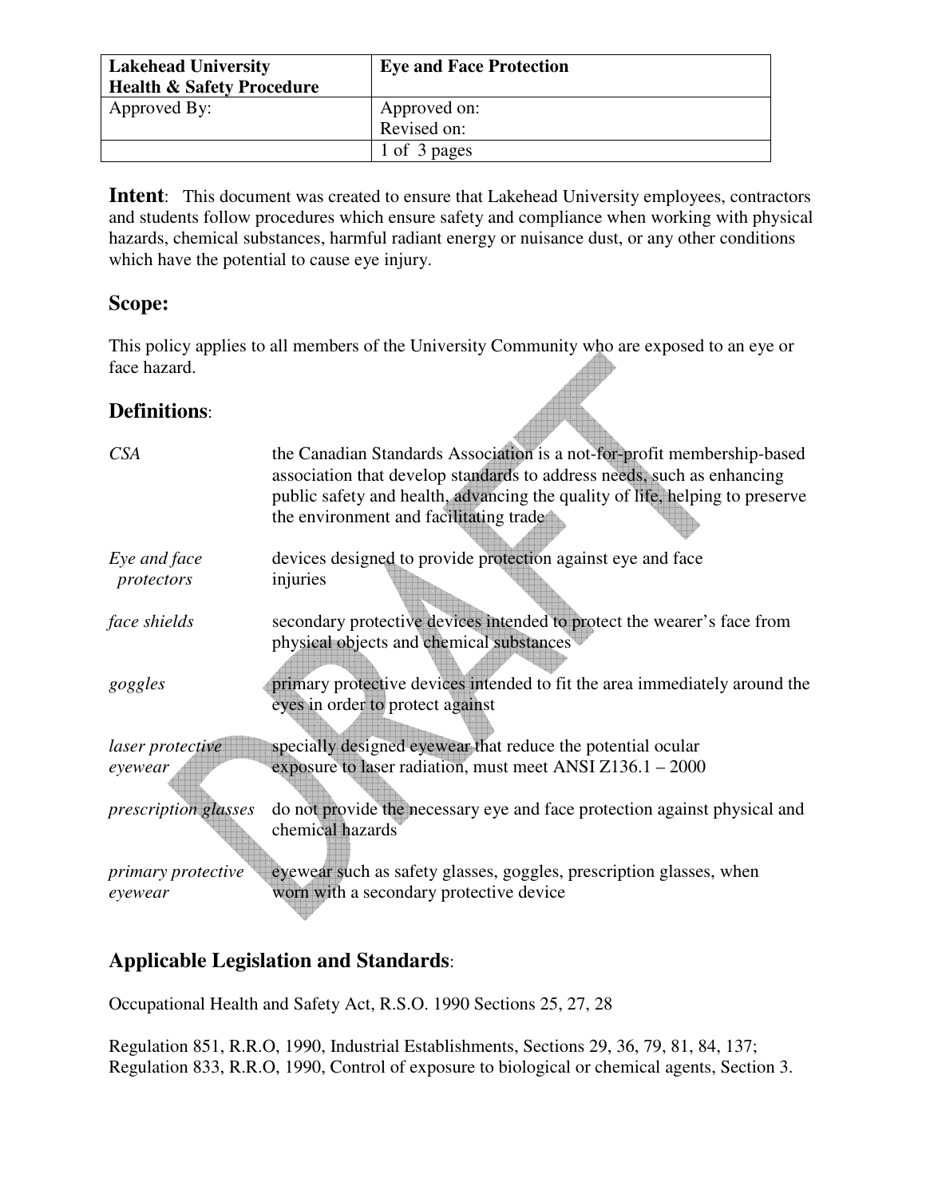| Lakehead University Health & Safety Procedure | Eye and Face Protection |
|---|---|
| Approved By: | Approved on: Revised on: |
| | 1 of 3 pages |

**Intent**: This document was created to ensure that Lakehead University employees, contractors and students follow procedures which ensure safety and compliance when working with physical hazards, chemical substances, harmful radiant energy or nuisance dust, or any other conditions which have the potential to cause eye injury.

## Scope:

This policy applies to all members of the University Community who are exposed to an eye or face hazard.

## Definitions:

| | |
|---|---|
| *CSA* | the Canadian Standards Association is a not-for-profit membership-based association that develop standards to address needs, such as enhancing public safety and health, advancing the quality of life, helping to preserve the environment and facilitating trade |
| *Eye and face protectors* | devices designed to provide protection against eye and face injuries |
| *face shields* | secondary protective devices intended to protect the wearer's face from physical objects and chemical substances |
| *goggles* | primary protective devices intended to fit the area immediately around the eyes in order to protect against |
| *laser protective eyewear* | specially designed eyewear that reduce the potential ocular exposure to laser radiation, must meet ANSI Z136.1 – 2000 |
| *prescription glasses* | do not provide the necessary eye and face protection against physical and chemical hazards |
| *primary protective eyewear* | eyewear such as safety glasses, goggles, prescription glasses, when worn with a secondary protective device |

## Applicable Legislation and Standards:

Occupational Health and Safety Act, R.S.O. 1990 Sections 25, 27, 28

Regulation 851, R.R.O, 1990, Industrial Establishments, Sections 29, 36, 79, 81, 84, 137;
Regulation 833, R.R.O, 1990, Control of exposure to biological or chemical agents, Section 3.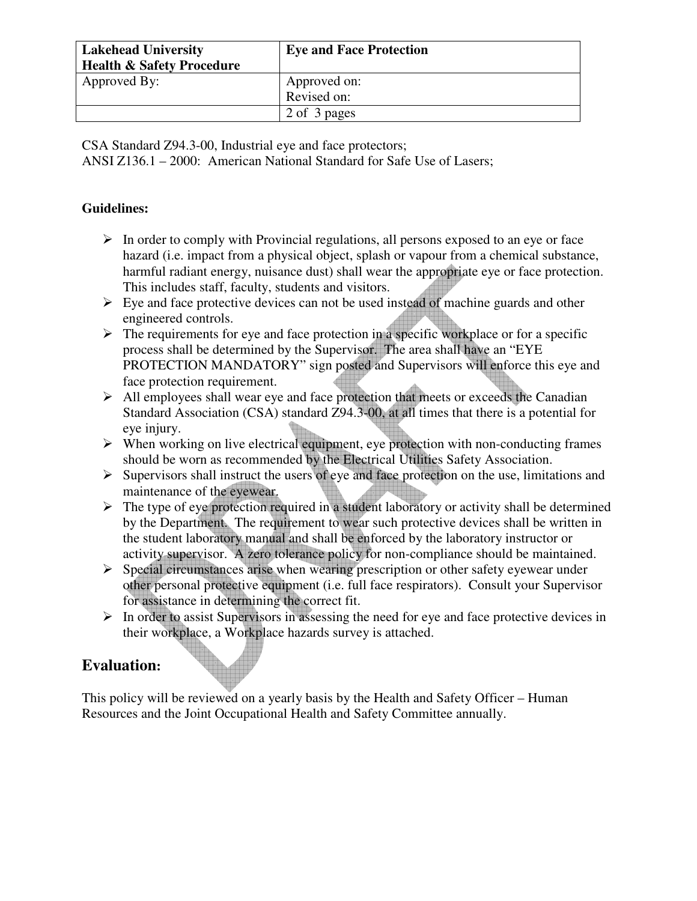CSA Standard Z94.3-00, Industrial eye and face protectors;
ANSI Z136.1 – 2000: American National Standard for Safe Use of Lasers;

**Guidelines:**

- In order to comply with Provincial regulations, all persons exposed to an eye or face hazard (i.e. impact from a physical object, splash or vapour from a chemical substance, harmful radiant energy, nuisance dust) shall wear the appropriate eye or face protection. This includes staff, faculty, students and visitors.
- Eye and face protective devices can not be used instead of machine guards and other engineered controls.
- The requirements for eye and face protection in a specific workplace or for a specific process shall be determined by the Supervisor. The area shall have an "EYE PROTECTION MANDATORY" sign posted and Supervisors will enforce this eye and face protection requirement.
- All employees shall wear eye and face protection that meets or exceeds the Canadian Standard Association (CSA) standard Z94.3-00, at all times that there is a potential for eye injury.
- When working on live electrical equipment, eye protection with non-conducting frames should be worn as recommended by the Electrical Utilities Safety Association.
- Supervisors shall instruct the users of eye and face protection on the use, limitations and maintenance of the eyewear.
- The type of eye protection required in a student laboratory or activity shall be determined by the Department. The requirement to wear such protective devices shall be written in the student laboratory manual and shall be enforced by the laboratory instructor or activity supervisor. A zero tolerance policy for non-compliance should be maintained.
- Special circumstances arise when wearing prescription or other safety eyewear under other personal protective equipment (i.e. full face respirators). Consult your Supervisor for assistance in determining the correct fit.
- In order to assist Supervisors in assessing the need for eye and face protective devices in their workplace, a Workplace hazards survey is attached.

## Evaluation:

This policy will be reviewed on a yearly basis by the Health and Safety Officer – Human Resources and the Joint Occupational Health and Safety Committee annually.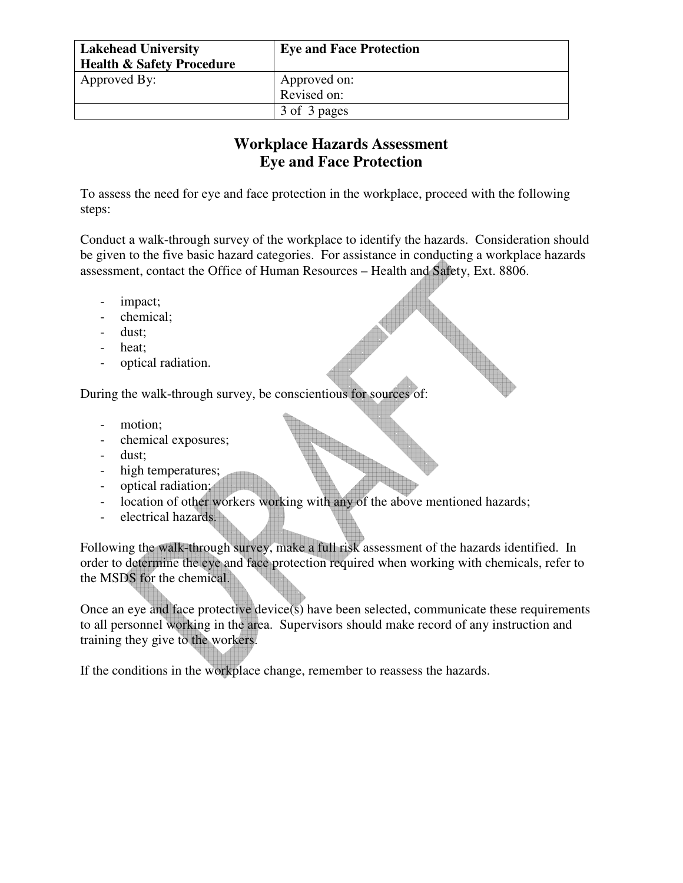## Workplace Hazards Assessment
## Eye and Face Protection

To assess the need for eye and face protection in the workplace, proceed with the following steps:

Conduct a walk-through survey of the workplace to identify the hazards. Consideration should be given to the five basic hazard categories. For assistance in conducting a workplace hazards assessment, contact the Office of Human Resources – Health and Safety, Ext. 8806.

- impact;
- chemical;
- dust;
- heat;
- optical radiation.

During the walk-through survey, be conscientious for sources of:

- motion;
- chemical exposures;
- dust;
- high temperatures;
- optical radiation;
- location of other workers working with any of the above mentioned hazards;
- electrical hazards.

Following the walk-through survey, make a full risk assessment of the hazards identified. In order to determine the eye and face protection required when working with chemicals, refer to the MSDS for the chemical.

Once an eye and face protective device(s) have been selected, communicate these requirements to all personnel working in the area. Supervisors should make record of any instruction and training they give to the workers.

If the conditions in the workplace change, remember to reassess the hazards.